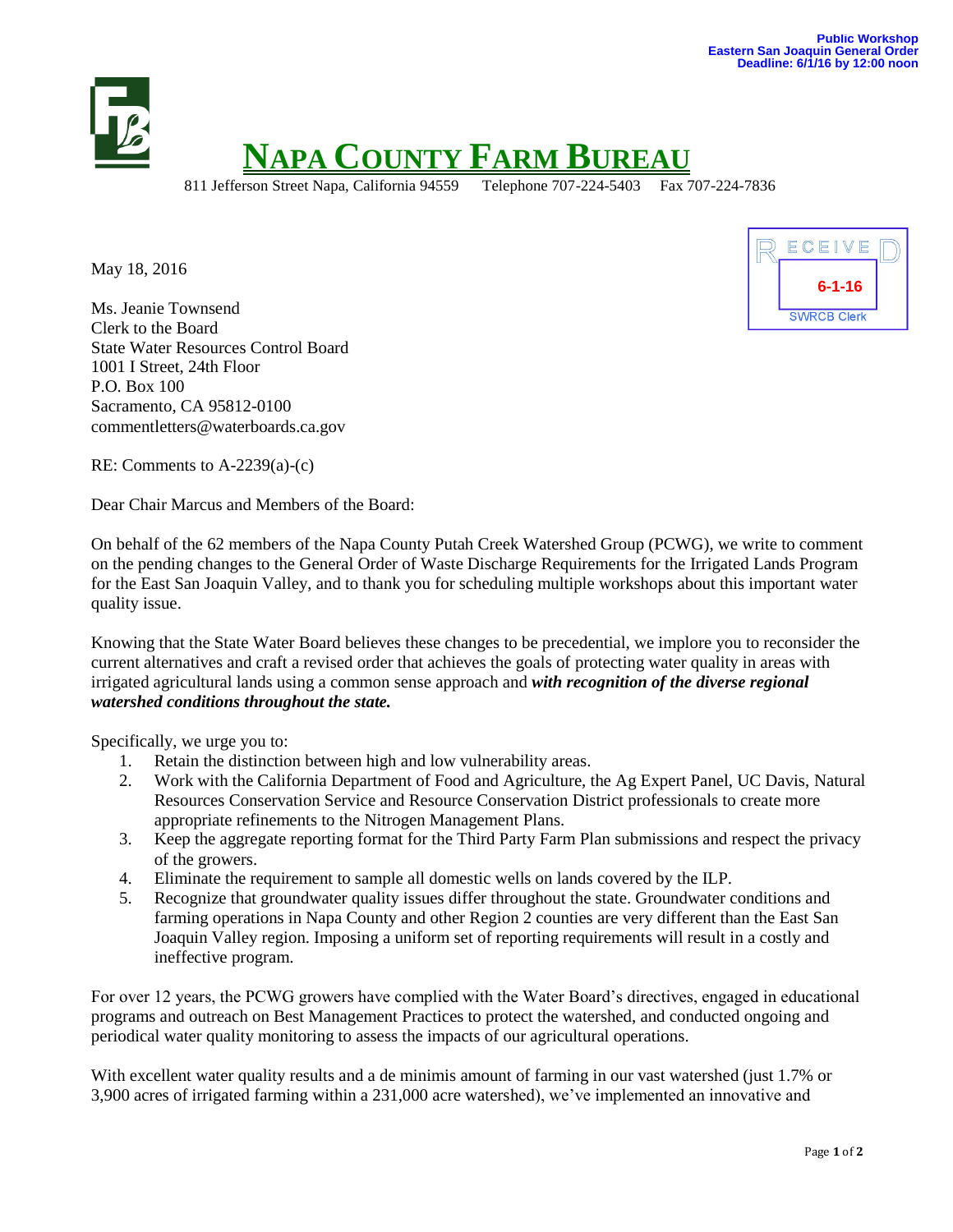Public Workshop
Eastern San Joaquin General Order
Deadline: 6/1/16 by 12:00 noon

# NAPA COUNTY FARM BUREAU

811 Jefferson Street Napa, California 94559 Telephone 707-224-5403 Fax 707-224-7836

RECEIVED
6-1-16
SWRCB Clerk

May 18, 2016

Ms. Jeanie Townsend
Clerk to the Board
State Water Resources Control Board
1001 I Street, 24th Floor
P.O. Box 100
Sacramento, CA 95812-0100
commentletters@waterboards.ca.gov

RE: Comments to A-2239(a)-(c)

Dear Chair Marcus and Members of the Board:

On behalf of the 62 members of the Napa County Putah Creek Watershed Group (PCWG), we write to comment on the pending changes to the General Order of Waste Discharge Requirements for the Irrigated Lands Program for the East San Joaquin Valley, and to thank you for scheduling multiple workshops about this important water quality issue.

Knowing that the State Water Board believes these changes to be precedential, we implore you to reconsider the current alternatives and craft a revised order that achieves the goals of protecting water quality in areas with irrigated agricultural lands using a common sense approach and ***with recognition of the diverse regional watershed conditions throughout the state.***

Specifically, we urge you to:

1. Retain the distinction between high and low vulnerability areas.
2. Work with the California Department of Food and Agriculture, the Ag Expert Panel, UC Davis, Natural Resources Conservation Service and Resource Conservation District professionals to create more appropriate refinements to the Nitrogen Management Plans.
3. Keep the aggregate reporting format for the Third Party Farm Plan submissions and respect the privacy of the growers.
4. Eliminate the requirement to sample all domestic wells on lands covered by the ILP.
5. Recognize that groundwater quality issues differ throughout the state. Groundwater conditions and farming operations in Napa County and other Region 2 counties are very different than the East San Joaquin Valley region. Imposing a uniform set of reporting requirements will result in a costly and ineffective program.

For over 12 years, the PCWG growers have complied with the Water Board's directives, engaged in educational programs and outreach on Best Management Practices to protect the watershed, and conducted ongoing and periodical water quality monitoring to assess the impacts of our agricultural operations.

With excellent water quality results and a de minimis amount of farming in our vast watershed (just 1.7% or 3,900 acres of irrigated farming within a 231,000 acre watershed), we've implemented an innovative and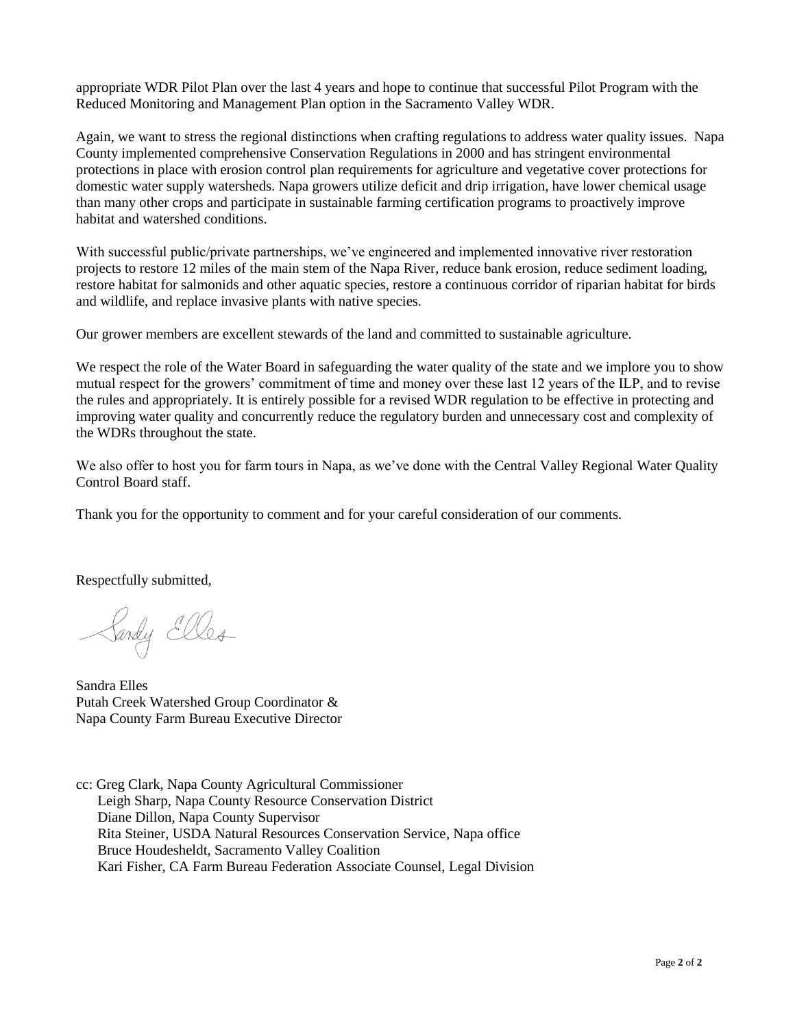appropriate WDR Pilot Plan over the last 4 years and hope to continue that successful Pilot Program with the Reduced Monitoring and Management Plan option in the Sacramento Valley WDR.

Again, we want to stress the regional distinctions when crafting regulations to address water quality issues. Napa County implemented comprehensive Conservation Regulations in 2000 and has stringent environmental protections in place with erosion control plan requirements for agriculture and vegetative cover protections for domestic water supply watersheds. Napa growers utilize deficit and drip irrigation, have lower chemical usage than many other crops and participate in sustainable farming certification programs to proactively improve habitat and watershed conditions.

With successful public/private partnerships, we've engineered and implemented innovative river restoration projects to restore 12 miles of the main stem of the Napa River, reduce bank erosion, reduce sediment loading, restore habitat for salmonids and other aquatic species, restore a continuous corridor of riparian habitat for birds and wildlife, and replace invasive plants with native species.

Our grower members are excellent stewards of the land and committed to sustainable agriculture.

We respect the role of the Water Board in safeguarding the water quality of the state and we implore you to show mutual respect for the growers' commitment of time and money over these last 12 years of the ILP, and to revise the rules and appropriately. It is entirely possible for a revised WDR regulation to be effective in protecting and improving water quality and concurrently reduce the regulatory burden and unnecessary cost and complexity of the WDRs throughout the state.

We also offer to host you for farm tours in Napa, as we've done with the Central Valley Regional Water Quality Control Board staff.

Thank you for the opportunity to comment and for your careful consideration of our comments.

Respectfully submitted,

Sandy Elles

Sandra Elles
Putah Creek Watershed Group Coordinator &
Napa County Farm Bureau Executive Director

cc: Greg Clark, Napa County Agricultural Commissioner
Leigh Sharp, Napa County Resource Conservation District
Diane Dillon, Napa County Supervisor
Rita Steiner, USDA Natural Resources Conservation Service, Napa office
Bruce Houdesheldt, Sacramento Valley Coalition
Kari Fisher, CA Farm Bureau Federation Associate Counsel, Legal Division